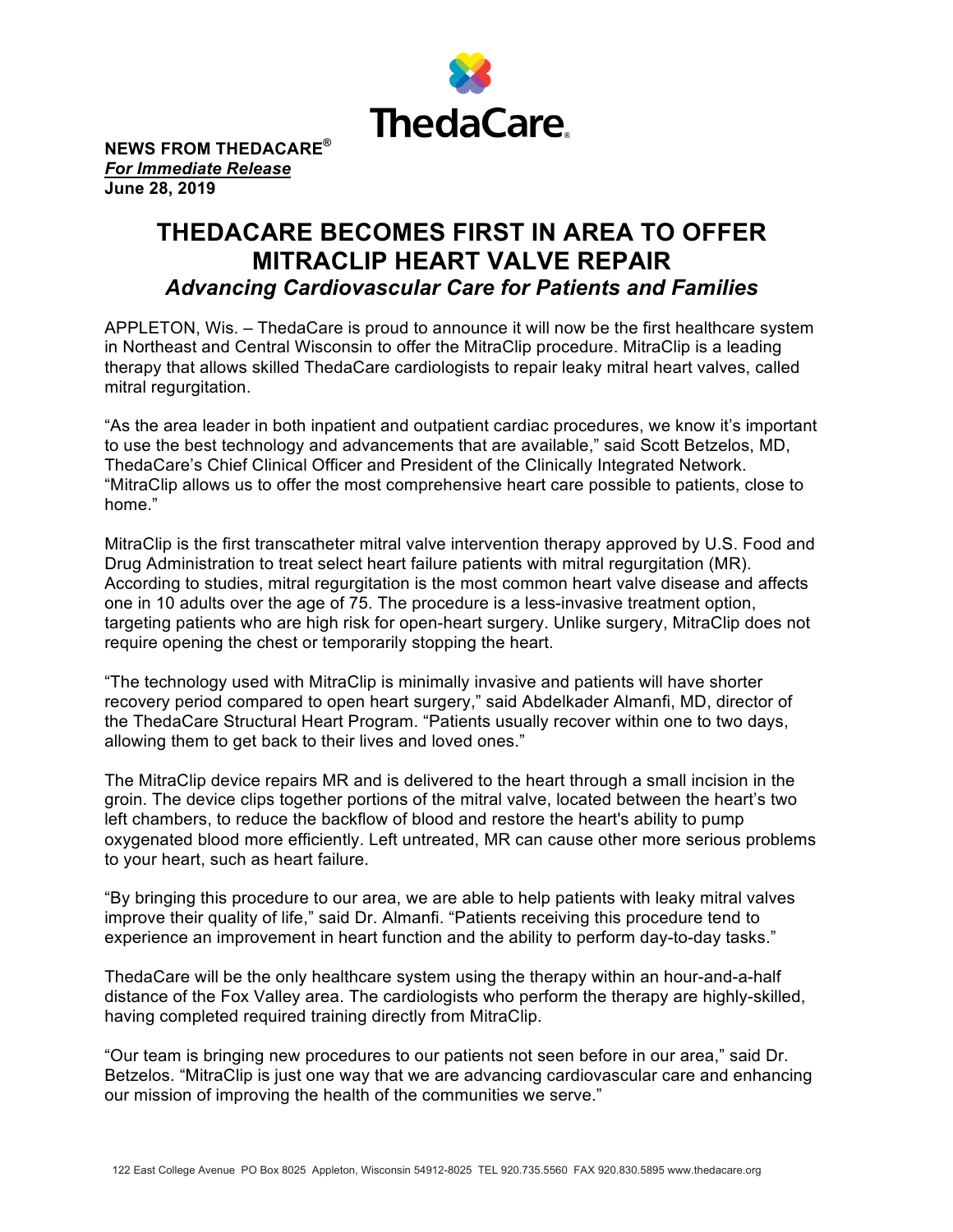**NEWS FROM THEDACARE®**
***For Immediate Release***
**June 28, 2019**

# THEDACARE BECOMES FIRST IN AREA TO OFFER MITRACLIP HEART VALVE REPAIR

### *Advancing Cardiovascular Care for Patients and Families*

APPLETON, Wis. – ThedaCare is proud to announce it will now be the first healthcare system in Northeast and Central Wisconsin to offer the MitraClip procedure. MitraClip is a leading therapy that allows skilled ThedaCare cardiologists to repair leaky mitral heart valves, called mitral regurgitation.

“As the area leader in both inpatient and outpatient cardiac procedures, we know it’s important to use the best technology and advancements that are available,” said Scott Betzelos, MD, ThedaCare’s Chief Clinical Officer and President of the Clinically Integrated Network. “MitraClip allows us to offer the most comprehensive heart care possible to patients, close to home.”

MitraClip is the first transcatheter mitral valve intervention therapy approved by U.S. Food and Drug Administration to treat select heart failure patients with mitral regurgitation (MR). According to studies, mitral regurgitation is the most common heart valve disease and affects one in 10 adults over the age of 75. The procedure is a less-invasive treatment option, targeting patients who are high risk for open-heart surgery. Unlike surgery, MitraClip does not require opening the chest or temporarily stopping the heart.

“The technology used with MitraClip is minimally invasive and patients will have shorter recovery period compared to open heart surgery,” said Abdelkader Almanfi, MD, director of the ThedaCare Structural Heart Program. “Patients usually recover within one to two days, allowing them to get back to their lives and loved ones.”

The MitraClip device repairs MR and is delivered to the heart through a small incision in the groin. The device clips together portions of the mitral valve, located between the heart’s two left chambers, to reduce the backflow of blood and restore the heart's ability to pump oxygenated blood more efficiently. Left untreated, MR can cause other more serious problems to your heart, such as heart failure.

“By bringing this procedure to our area, we are able to help patients with leaky mitral valves improve their quality of life,” said Dr. Almanfi. “Patients receiving this procedure tend to experience an improvement in heart function and the ability to perform day-to-day tasks.”

ThedaCare will be the only healthcare system using the therapy within an hour-and-a-half distance of the Fox Valley area. The cardiologists who perform the therapy are highly-skilled, having completed required training directly from MitraClip.

“Our team is bringing new procedures to our patients not seen before in our area,” said Dr. Betzelos. “MitraClip is just one way that we are advancing cardiovascular care and enhancing our mission of improving the health of the communities we serve.”

122 East College Avenue PO Box 8025 Appleton, Wisconsin 54912-8025 TEL 920.735.5560 FAX 920.830.5895 www.thedacare.org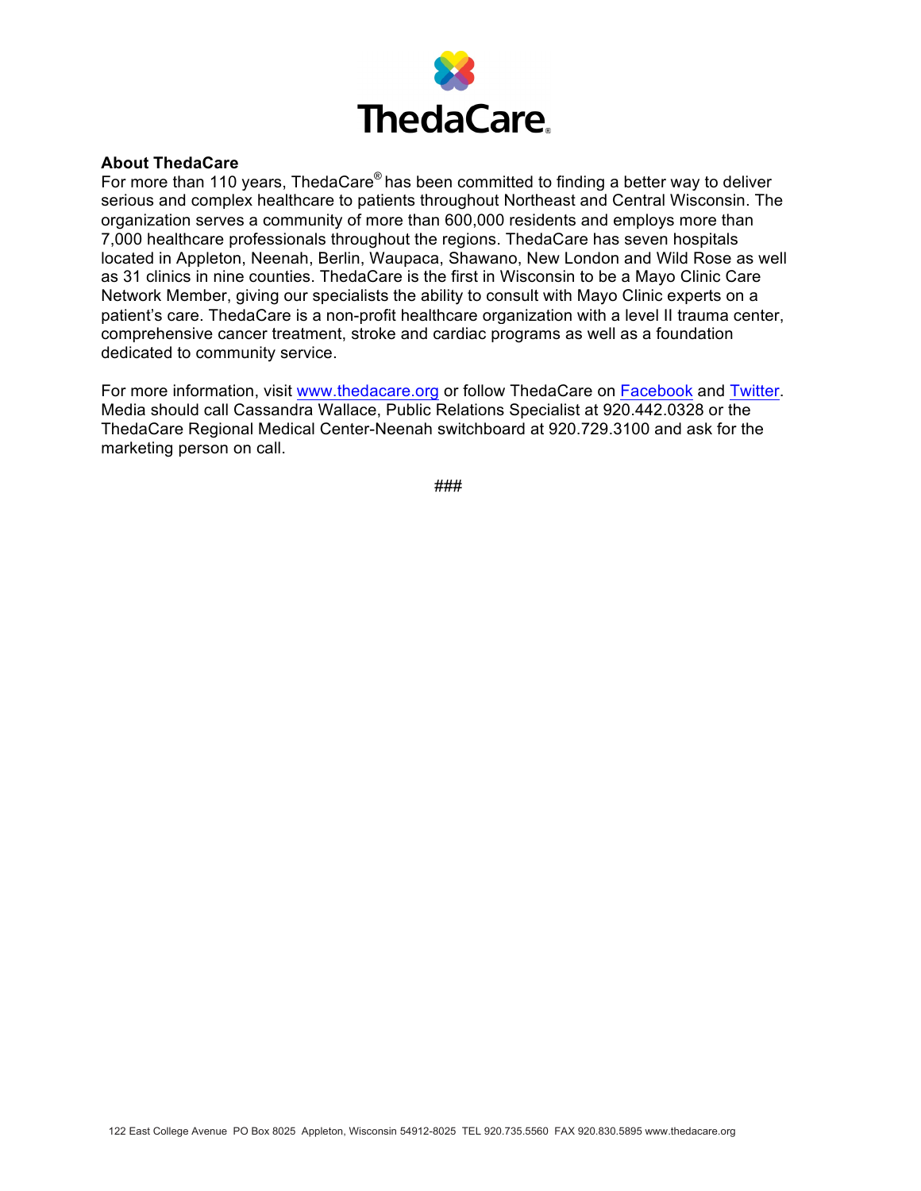**About ThedaCare**

For more than 110 years, ThedaCare® has been committed to finding a better way to deliver serious and complex healthcare to patients throughout Northeast and Central Wisconsin. The organization serves a community of more than 600,000 residents and employs more than 7,000 healthcare professionals throughout the regions. ThedaCare has seven hospitals located in Appleton, Neenah, Berlin, Waupaca, Shawano, New London and Wild Rose as well as 31 clinics in nine counties. ThedaCare is the first in Wisconsin to be a Mayo Clinic Care Network Member, giving our specialists the ability to consult with Mayo Clinic experts on a patient's care. ThedaCare is a non-profit healthcare organization with a level II trauma center, comprehensive cancer treatment, stroke and cardiac programs as well as a foundation dedicated to community service.

For more information, visit www.thedacare.org or follow ThedaCare on Facebook and Twitter. Media should call Cassandra Wallace, Public Relations Specialist at 920.442.0328 or the ThedaCare Regional Medical Center-Neenah switchboard at 920.729.3100 and ask for the marketing person on call.

###

122 East College Avenue PO Box 8025 Appleton, Wisconsin 54912-8025 TEL 920.735.5560 FAX 920.830.5895 www.thedacare.org